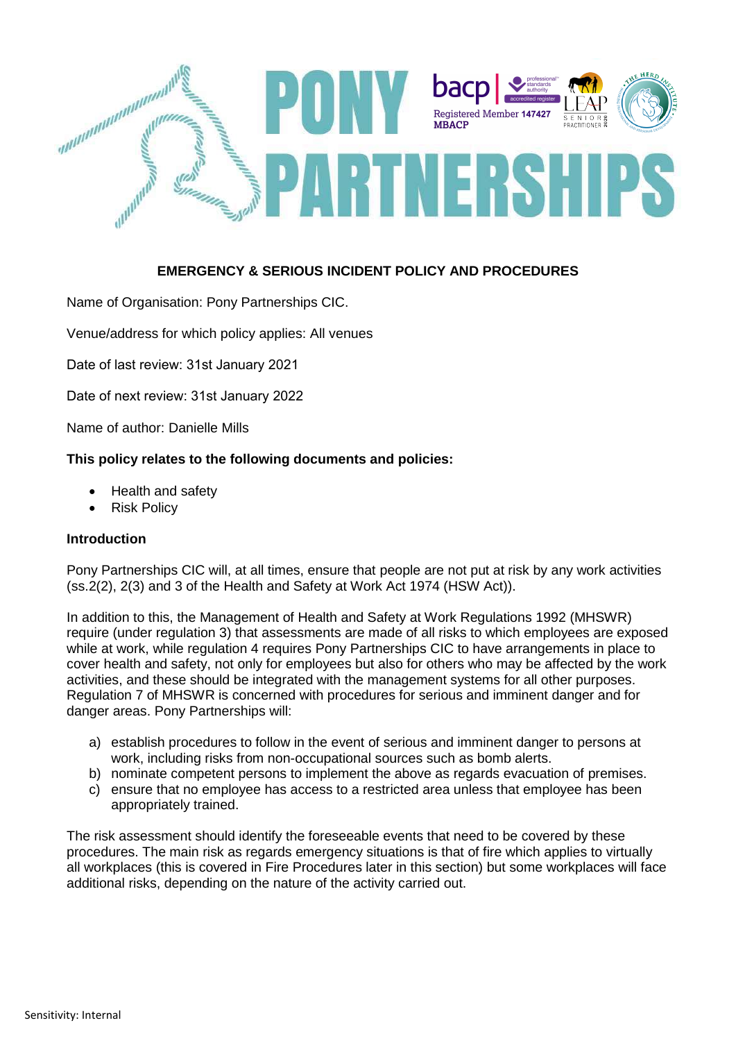# PONY PARTNERSHIPS

bacp | professional standards authority accredited register
Registered Member 147427
MBACP

LEAP SENIOR PRACTITIONER 2020

THE HERD INSTITUTE

## EMERGENCY & SERIOUS INCIDENT POLICY AND PROCEDURES

Name of Organisation: Pony Partnerships CIC.

Venue/address for which policy applies: All venues

Date of last review: 31st January 2021

Date of next review: 31st January 2022

Name of author: Danielle Mills

**This policy relates to the following documents and policies:**

- Health and safety
- Risk Policy

**Introduction**

Pony Partnerships CIC will, at all times, ensure that people are not put at risk by any work activities (ss.2(2), 2(3) and 3 of the Health and Safety at Work Act 1974 (HSW Act)).

In addition to this, the Management of Health and Safety at Work Regulations 1992 (MHSWR) require (under regulation 3) that assessments are made of all risks to which employees are exposed while at work, while regulation 4 requires Pony Partnerships CIC to have arrangements in place to cover health and safety, not only for employees but also for others who may be affected by the work activities, and these should be integrated with the management systems for all other purposes. Regulation 7 of MHSWR is concerned with procedures for serious and imminent danger and for danger areas. Pony Partnerships will:

a) establish procedures to follow in the event of serious and imminent danger to persons at work, including risks from non-occupational sources such as bomb alerts.
b) nominate competent persons to implement the above as regards evacuation of premises.
c) ensure that no employee has access to a restricted area unless that employee has been appropriately trained.

The risk assessment should identify the foreseeable events that need to be covered by these procedures. The main risk as regards emergency situations is that of fire which applies to virtually all workplaces (this is covered in Fire Procedures later in this section) but some workplaces will face additional risks, depending on the nature of the activity carried out.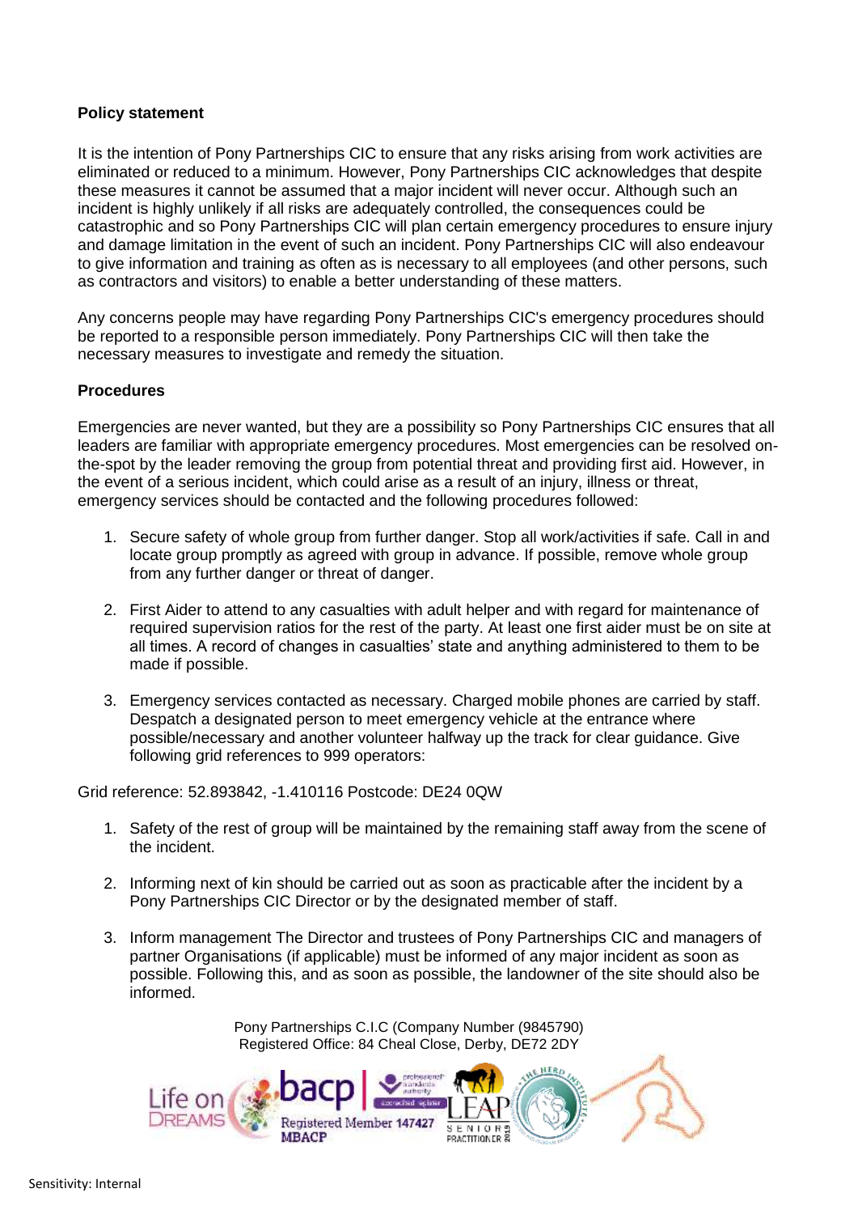**Policy statement**

It is the intention of Pony Partnerships CIC to ensure that any risks arising from work activities are eliminated or reduced to a minimum. However, Pony Partnerships CIC acknowledges that despite these measures it cannot be assumed that a major incident will never occur. Although such an incident is highly unlikely if all risks are adequately controlled, the consequences could be catastrophic and so Pony Partnerships CIC will plan certain emergency procedures to ensure injury and damage limitation in the event of such an incident. Pony Partnerships CIC will also endeavour to give information and training as often as is necessary to all employees (and other persons, such as contractors and visitors) to enable a better understanding of these matters.

Any concerns people may have regarding Pony Partnerships CIC's emergency procedures should be reported to a responsible person immediately. Pony Partnerships CIC will then take the necessary measures to investigate and remedy the situation.

**Procedures**

Emergencies are never wanted, but they are a possibility so Pony Partnerships CIC ensures that all leaders are familiar with appropriate emergency procedures. Most emergencies can be resolved on-the-spot by the leader removing the group from potential threat and providing first aid. However, in the event of a serious incident, which could arise as a result of an injury, illness or threat, emergency services should be contacted and the following procedures followed:

1. Secure safety of whole group from further danger. Stop all work/activities if safe. Call in and locate group promptly as agreed with group in advance. If possible, remove whole group from any further danger or threat of danger.

2. First Aider to attend to any casualties with adult helper and with regard for maintenance of required supervision ratios for the rest of the party. At least one first aider must be on site at all times. A record of changes in casualties' state and anything administered to them to be made if possible.

3. Emergency services contacted as necessary. Charged mobile phones are carried by staff. Despatch a designated person to meet emergency vehicle at the entrance where possible/necessary and another volunteer halfway up the track for clear guidance. Give following grid references to 999 operators:

Grid reference: 52.893842, -1.410116 Postcode: DE24 0QW

1. Safety of the rest of group will be maintained by the remaining staff away from the scene of the incident.

2. Informing next of kin should be carried out as soon as practicable after the incident by a Pony Partnerships CIC Director or by the designated member of staff.

3. Inform management The Director and trustees of Pony Partnerships CIC and managers of partner Organisations (if applicable) must be informed of any major incident as soon as possible. Following this, and as soon as possible, the landowner of the site should also be informed.

Pony Partnerships C.I.C (Company Number (9845790)
Registered Office: 84 Cheal Close, Derby, DE72 2DY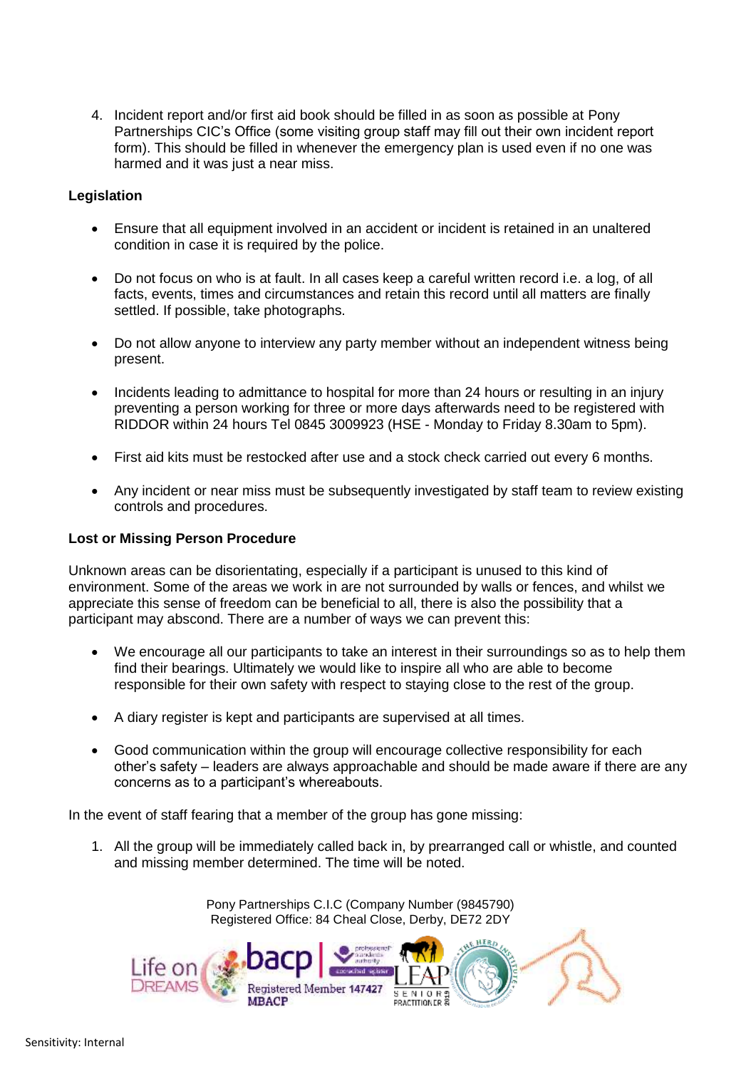4. Incident report and/or first aid book should be filled in as soon as possible at Pony Partnerships CIC's Office (some visiting group staff may fill out their own incident report form). This should be filled in whenever the emergency plan is used even if no one was harmed and it was just a near miss.

**Legislation**

- Ensure that all equipment involved in an accident or incident is retained in an unaltered condition in case it is required by the police.
- Do not focus on who is at fault. In all cases keep a careful written record i.e. a log, of all facts, events, times and circumstances and retain this record until all matters are finally settled. If possible, take photographs.
- Do not allow anyone to interview any party member without an independent witness being present.
- Incidents leading to admittance to hospital for more than 24 hours or resulting in an injury preventing a person working for three or more days afterwards need to be registered with RIDDOR within 24 hours Tel 0845 3009923 (HSE - Monday to Friday 8.30am to 5pm).
- First aid kits must be restocked after use and a stock check carried out every 6 months.
- Any incident or near miss must be subsequently investigated by staff team to review existing controls and procedures.

**Lost or Missing Person Procedure**

Unknown areas can be disorientating, especially if a participant is unused to this kind of environment. Some of the areas we work in are not surrounded by walls or fences, and whilst we appreciate this sense of freedom can be beneficial to all, there is also the possibility that a participant may abscond. There are a number of ways we can prevent this:

- We encourage all our participants to take an interest in their surroundings so as to help them find their bearings. Ultimately we would like to inspire all who are able to become responsible for their own safety with respect to staying close to the rest of the group.
- A diary register is kept and participants are supervised at all times.
- Good communication within the group will encourage collective responsibility for each other's safety – leaders are always approachable and should be made aware if there are any concerns as to a participant's whereabouts.

In the event of staff fearing that a member of the group has gone missing:

1. All the group will be immediately called back in, by prearranged call or whistle, and counted and missing member determined. The time will be noted.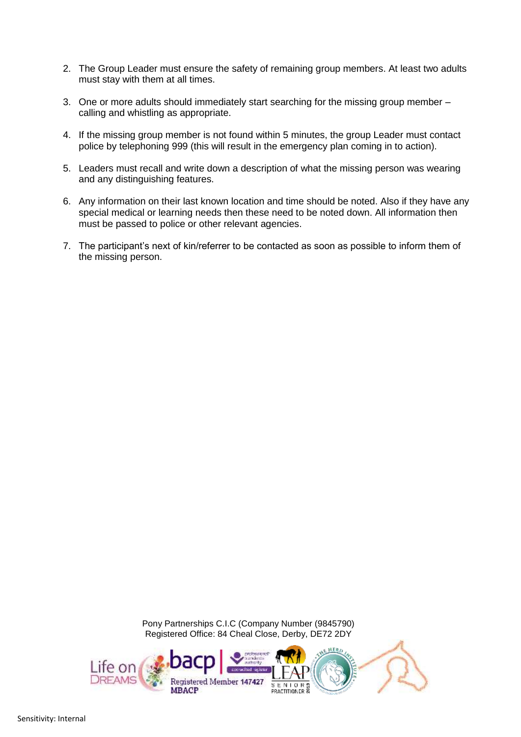2. The Group Leader must ensure the safety of remaining group members. At least two adults must stay with them at all times.

3. One or more adults should immediately start searching for the missing group member – calling and whistling as appropriate.

4. If the missing group member is not found within 5 minutes, the group Leader must contact police by telephoning 999 (this will result in the emergency plan coming in to action).

5. Leaders must recall and write down a description of what the missing person was wearing and any distinguishing features.

6. Any information on their last known location and time should be noted. Also if they have any special medical or learning needs then these need to be noted down. All information then must be passed to police or other relevant agencies.

7. The participant's next of kin/referrer to be contacted as soon as possible to inform them of the missing person.